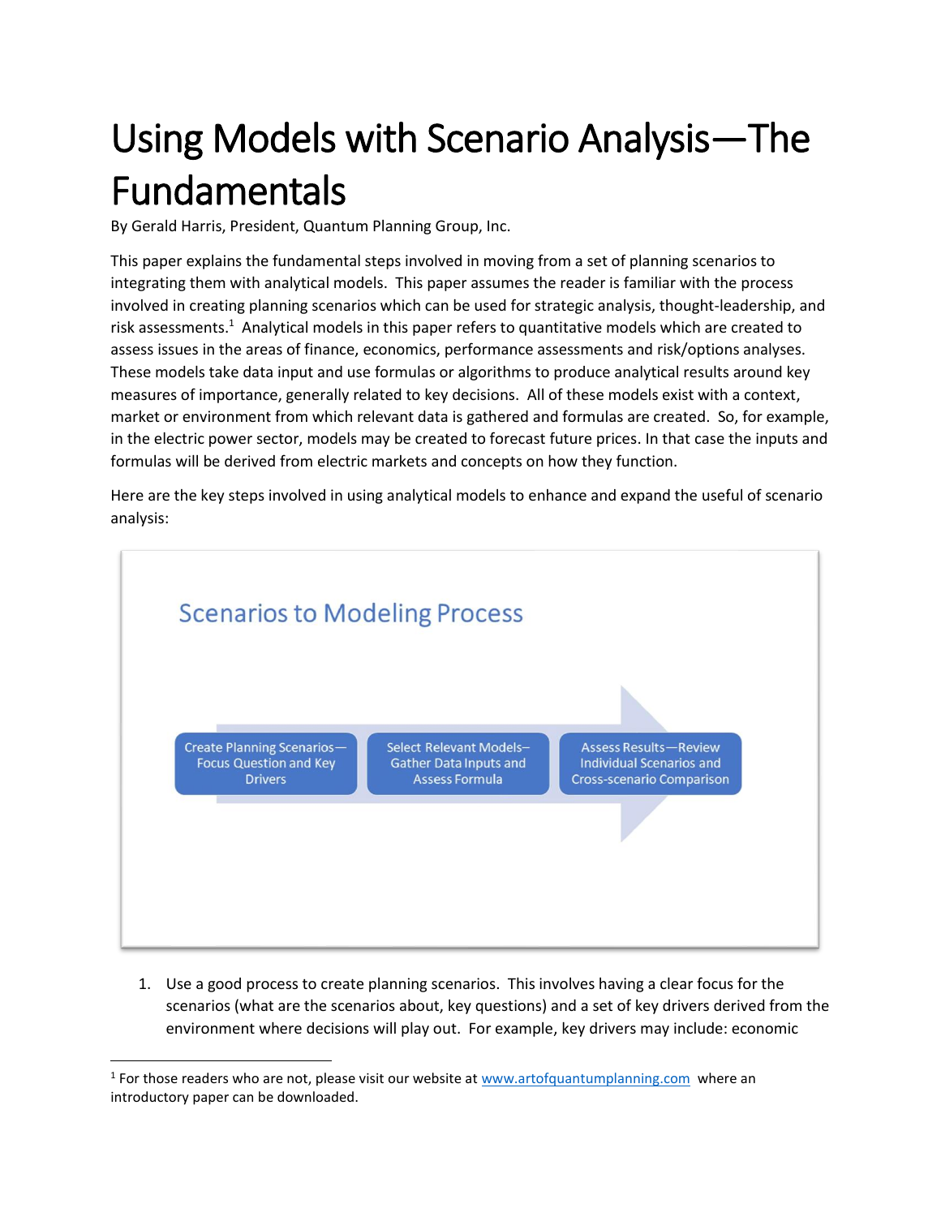# Using Models with Scenario Analysis—The Fundamentals

By Gerald Harris, President, Quantum Planning Group, Inc.

This paper explains the fundamental steps involved in moving from a set of planning scenarios to integrating them with analytical models. This paper assumes the reader is familiar with the process involved in creating planning scenarios which can be used for strategic analysis, thought-leadership, and risk assessments.[1] Analytical models in this paper refers to quantitative models which are created to assess issues in the areas of finance, economics, performance assessments and risk/options analyses. These models take data input and use formulas or algorithms to produce analytical results around key measures of importance, generally related to key decisions. All of these models exist with a context, market or environment from which relevant data is gathered and formulas are created. So, for example, in the electric power sector, models may be created to forecast future prices. In that case the inputs and formulas will be derived from electric markets and concepts on how they function.

Here are the key steps involved in using analytical models to enhance and expand the useful of scenario analysis:

**Scenarios to Modeling Process**

Create Planning Scenarios—Focus Question and Key Drivers → Select Relevant Models–Gather Data Inputs and Assess Formula → Assess Results—Review Individual Scenarios and Cross-scenario Comparison

1. Use a good process to create planning scenarios. This involves having a clear focus for the scenarios (what are the scenarios about, key questions) and a set of key drivers derived from the environment where decisions will play out. For example, key drivers may include: economic

[1] For those readers who are not, please visit our website at www.artofquantumplanning.com where an introductory paper can be downloaded.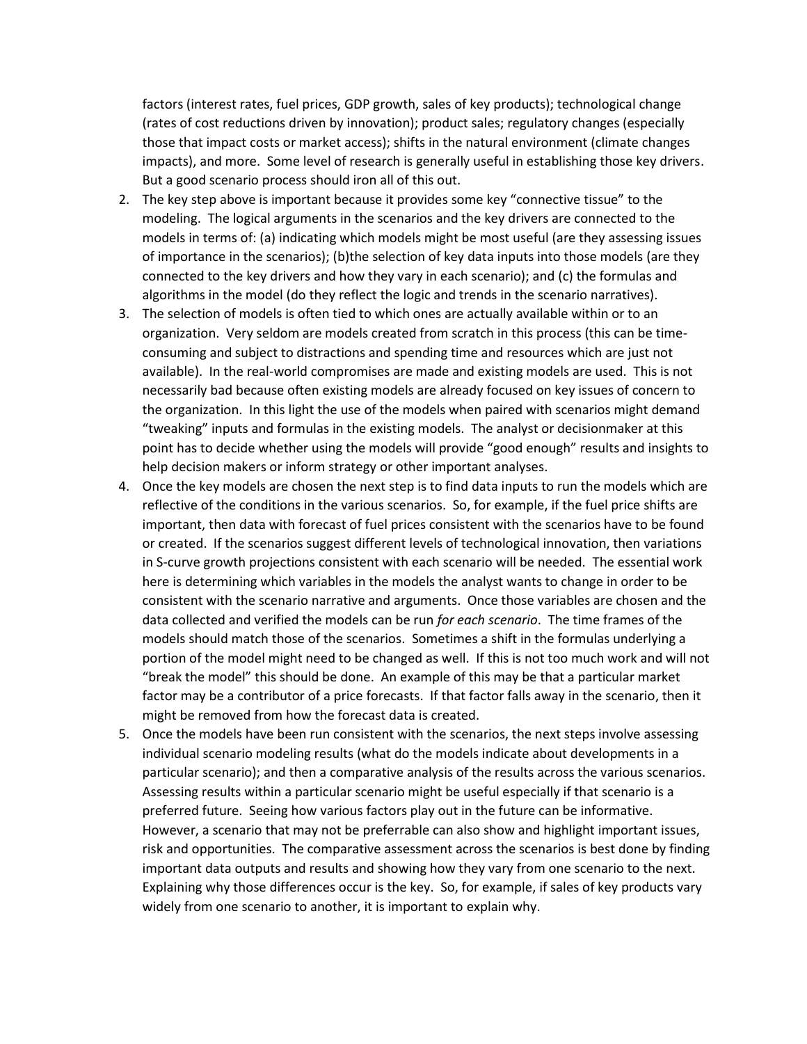factors (interest rates, fuel prices, GDP growth, sales of key products); technological change (rates of cost reductions driven by innovation); product sales; regulatory changes (especially those that impact costs or market access); shifts in the natural environment (climate changes impacts), and more. Some level of research is generally useful in establishing those key drivers. But a good scenario process should iron all of this out.

2. The key step above is important because it provides some key "connective tissue" to the modeling. The logical arguments in the scenarios and the key drivers are connected to the models in terms of: (a) indicating which models might be most useful (are they assessing issues of importance in the scenarios); (b)the selection of key data inputs into those models (are they connected to the key drivers and how they vary in each scenario); and (c) the formulas and algorithms in the model (do they reflect the logic and trends in the scenario narratives).
3. The selection of models is often tied to which ones are actually available within or to an organization. Very seldom are models created from scratch in this process (this can be time-consuming and subject to distractions and spending time and resources which are just not available). In the real-world compromises are made and existing models are used. This is not necessarily bad because often existing models are already focused on key issues of concern to the organization. In this light the use of the models when paired with scenarios might demand "tweaking" inputs and formulas in the existing models. The analyst or decisionmaker at this point has to decide whether using the models will provide "good enough" results and insights to help decision makers or inform strategy or other important analyses.
4. Once the key models are chosen the next step is to find data inputs to run the models which are reflective of the conditions in the various scenarios. So, for example, if the fuel price shifts are important, then data with forecast of fuel prices consistent with the scenarios have to be found or created. If the scenarios suggest different levels of technological innovation, then variations in S-curve growth projections consistent with each scenario will be needed. The essential work here is determining which variables in the models the analyst wants to change in order to be consistent with the scenario narrative and arguments. Once those variables are chosen and the data collected and verified the models can be run *for each scenario*. The time frames of the models should match those of the scenarios. Sometimes a shift in the formulas underlying a portion of the model might need to be changed as well. If this is not too much work and will not "break the model" this should be done. An example of this may be that a particular market factor may be a contributor of a price forecasts. If that factor falls away in the scenario, then it might be removed from how the forecast data is created.
5. Once the models have been run consistent with the scenarios, the next steps involve assessing individual scenario modeling results (what do the models indicate about developments in a particular scenario); and then a comparative analysis of the results across the various scenarios. Assessing results within a particular scenario might be useful especially if that scenario is a preferred future. Seeing how various factors play out in the future can be informative. However, a scenario that may not be preferrable can also show and highlight important issues, risk and opportunities. The comparative assessment across the scenarios is best done by finding important data outputs and results and showing how they vary from one scenario to the next. Explaining why those differences occur is the key. So, for example, if sales of key products vary widely from one scenario to another, it is important to explain why.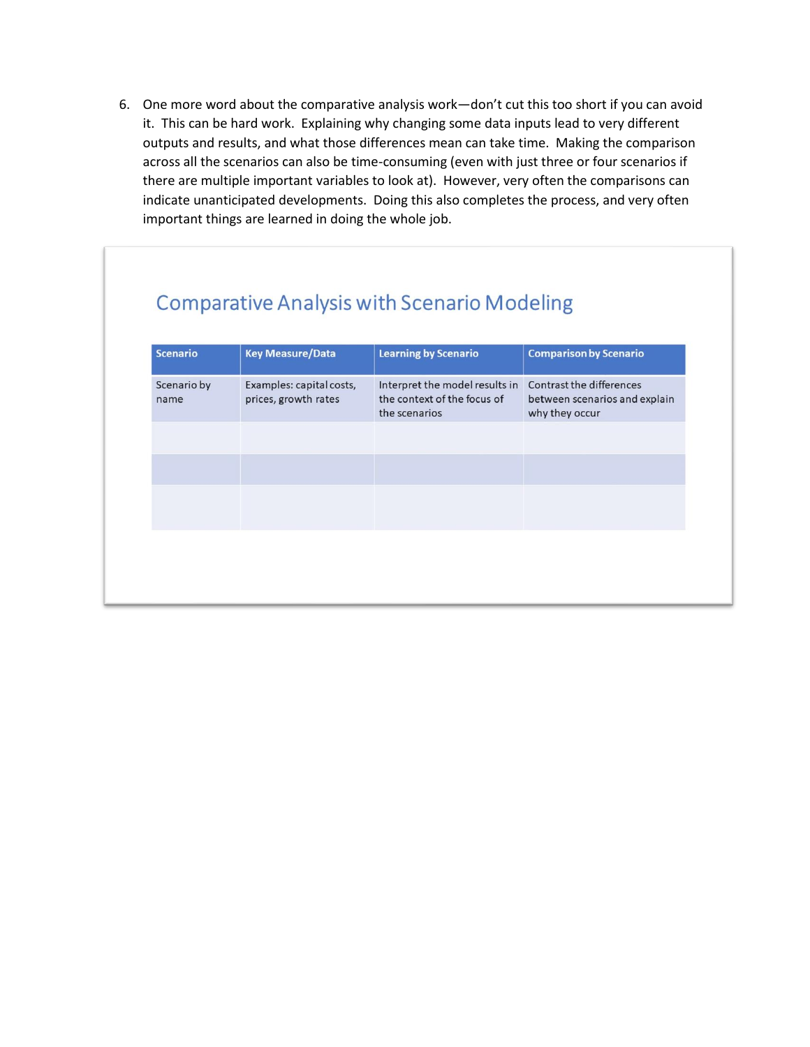6. One more word about the comparative analysis work—don't cut this too short if you can avoid it. This can be hard work. Explaining why changing some data inputs lead to very different outputs and results, and what those differences mean can take time. Making the comparison across all the scenarios can also be time-consuming (even with just three or four scenarios if there are multiple important variables to look at). However, very often the comparisons can indicate unanticipated developments. Doing this also completes the process, and very often important things are learned in doing the whole job.

## Comparative Analysis with Scenario Modeling

| Scenario | Key Measure/Data | Learning by Scenario | Comparison by Scenario |
|---|---|---|---|
| Scenario by name | Examples: capital costs, prices, growth rates | Interpret the model results in the context of the focus of the scenarios | Contrast the differences between scenarios and explain why they occur |
| | | | |
| | | | |
| | | | |